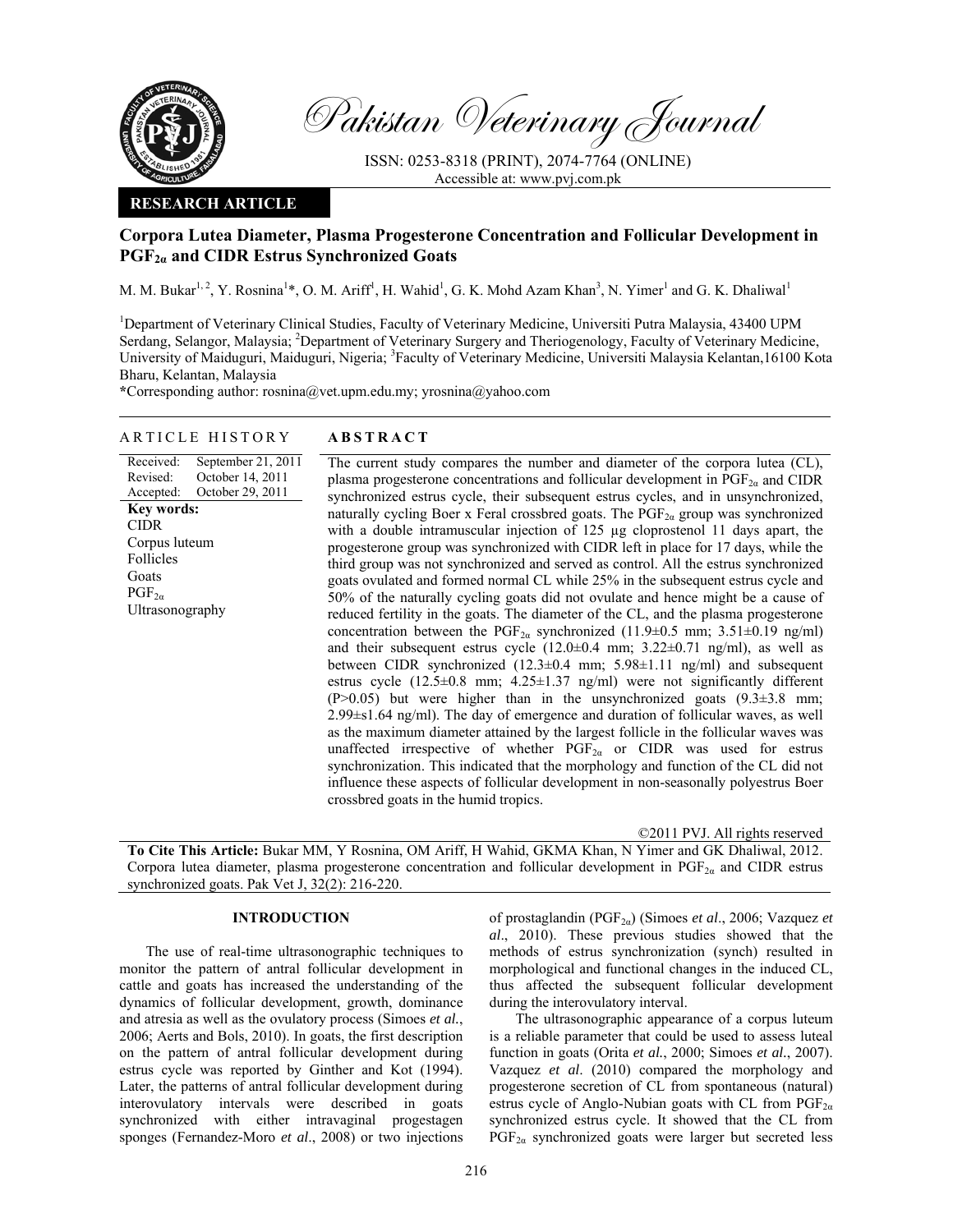Pakistan Veterinary Journal

ISSN: 0253-8318 (PRINT), 2074-7764 (ONLINE)
Accessible at: www.pvj.com.pk

**RESEARCH ARTICLE**

# Corpora Lutea Diameter, Plasma Progesterone Concentration and Follicular Development in $PGF_{2\alpha}$ and CIDR Estrus Synchronized Goats

M. M. Bukar[1, 2], Y. Rosnina[1]*, O. M. Ariff[1], H. Wahid[1], G. K. Mohd Azam Khan[3], N. Yimer[1] and G. K. Dhaliwal[1]

[1]Department of Veterinary Clinical Studies, Faculty of Veterinary Medicine, Universiti Putra Malaysia, 43400 UPM Serdang, Selangor, Malaysia; [2]Department of Veterinary Surgery and Theriogenology, Faculty of Veterinary Medicine, University of Maiduguri, Maiduguri, Nigeria; [3]Faculty of Veterinary Medicine, Universiti Malaysia Kelantan,16100 Kota Bharu, Kelantan, Malaysia

*Corresponding author: rosnina@vet.upm.edu.my; yrosnina@yahoo.com

## ARTICLE HISTORY

| | |
|---|---|
| Received: | September 21, 2011 |
| Revised: | October 14, 2011 |
| Accepted: | October 29, 2011 |

**Key words:**
CIDR
Corpus luteum
Follicles
Goats
$PGF_{2\alpha}$
Ultrasonography

## ABSTRACT

The current study compares the number and diameter of the corpora lutea (CL), plasma progesterone concentrations and follicular development in $PGF_{2\alpha}$ and CIDR synchronized estrus cycle, their subsequent estrus cycles, and in unsynchronized, naturally cycling Boer x Feral crossbred goats. The $PGF_{2\alpha}$ group was synchronized with a double intramuscular injection of 125 µg cloprostenol 11 days apart, the progesterone group was synchronized with CIDR left in place for 17 days, while the third group was not synchronized and served as control. All the estrus synchronized goats ovulated and formed normal CL while 25% in the subsequent estrus cycle and 50% of the naturally cycling goats did not ovulate and hence might be a cause of reduced fertility in the goats. The diameter of the CL, and the plasma progesterone concentration between the $PGF_{2\alpha}$ synchronized (11.9±0.5 mm; 3.51±0.19 ng/ml) and their subsequent estrus cycle (12.0±0.4 mm; 3.22±0.71 ng/ml), as well as between CIDR synchronized (12.3±0.4 mm; 5.98±1.11 ng/ml) and subsequent estrus cycle (12.5±0.8 mm; 4.25±1.37 ng/ml) were not significantly different ($P>0.05$) but were higher than in the unsynchronized goats (9.3±3.8 mm; 2.99±s1.64 ng/ml). The day of emergence and duration of follicular waves, as well as the maximum diameter attained by the largest follicle in the follicular waves was unaffected irrespective of whether $PGF_{2\alpha}$ or CIDR was used for estrus synchronization. This indicated that the morphology and function of the CL did not influence these aspects of follicular development in non-seasonally polyestrus Boer crossbred goats in the humid tropics.

©2011 PVJ. All rights reserved

**To Cite This Article:** Bukar MM, Y Rosnina, OM Ariff, H Wahid, GKMA Khan, N Yimer and GK Dhaliwal, 2012. Corpora lutea diameter, plasma progesterone concentration and follicular development in $PGF_{2\alpha}$ and CIDR estrus synchronized goats. Pak Vet J, 32(2): 216-220.

## INTRODUCTION

The use of real-time ultrasonographic techniques to monitor the pattern of antral follicular development in cattle and goats has increased the understanding of the dynamics of follicular development, growth, dominance and atresia as well as the ovulatory process (Simoes *et al.*, 2006; Aerts and Bols, 2010). In goats, the first description on the pattern of antral follicular development during estrus cycle was reported by Ginther and Kot (1994). Later, the patterns of antral follicular development during interovulatory intervals were described in goats synchronized with either intravaginal progestagen sponges (Fernandez-Moro *et al*., 2008) or two injections of prostaglandin ($PGF_{2\alpha}$) (Simoes *et al*., 2006; Vazquez *et al*., 2010). These previous studies showed that the methods of estrus synchronization (synch) resulted in morphological and functional changes in the induced CL, thus affected the subsequent follicular development during the interovulatory interval.

The ultrasonographic appearance of a corpus luteum is a reliable parameter that could be used to assess luteal function in goats (Orita *et al.*, 2000; Simoes *et al*., 2007). Vazquez *et al*. (2010) compared the morphology and progesterone secretion of CL from spontaneous (natural) estrus cycle of Anglo-Nubian goats with CL from $PGF_{2\alpha}$ synchronized estrus cycle. It showed that the CL from $PGF_{2\alpha}$ synchronized goats were larger but secreted less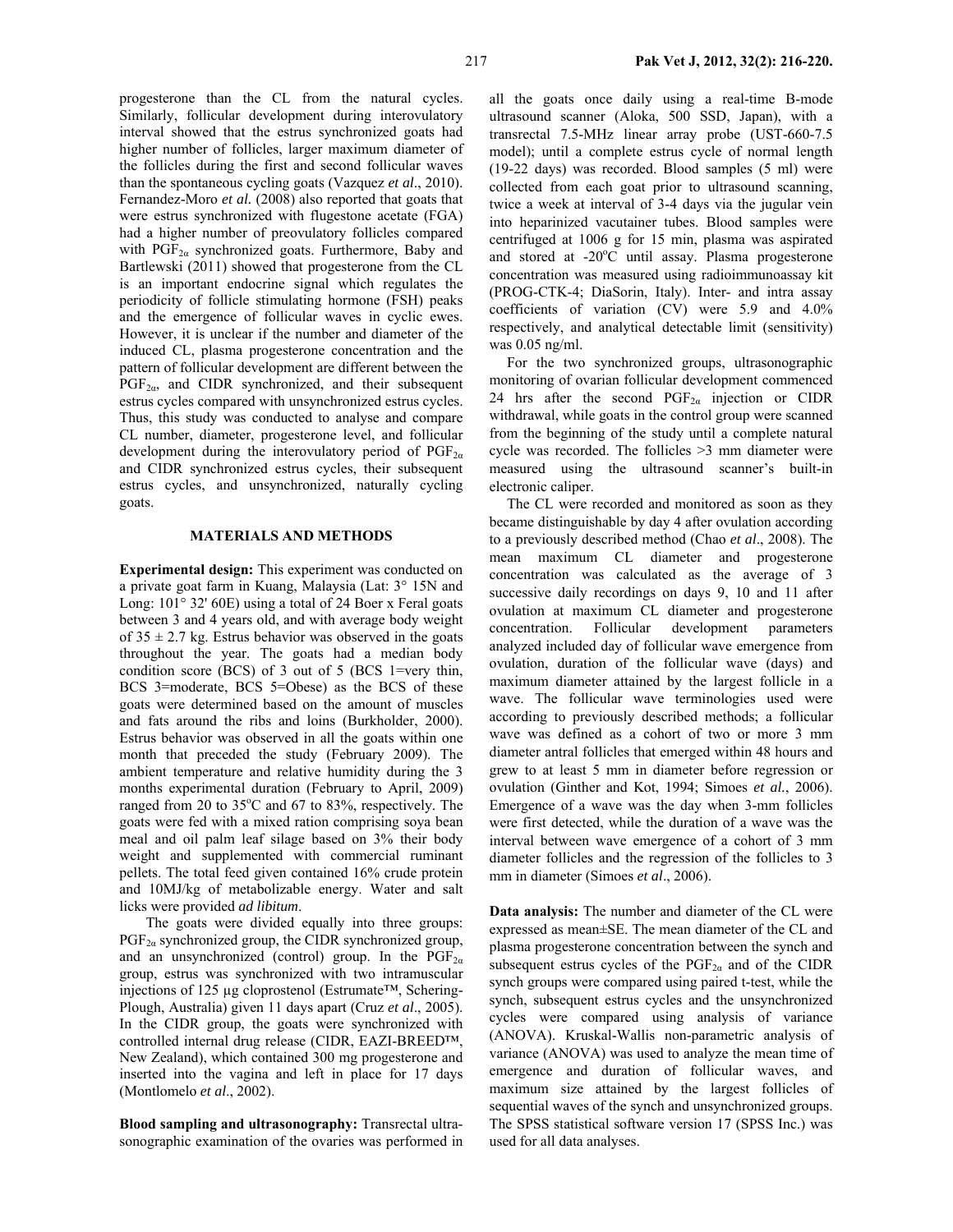progesterone than the CL from the natural cycles. Similarly, follicular development during interovulatory interval showed that the estrus synchronized goats had higher number of follicles, larger maximum diameter of the follicles during the first and second follicular waves than the spontaneous cycling goats (Vazquez *et al*., 2010). Fernandez-Moro *et al.* (2008) also reported that goats that were estrus synchronized with flugestone acetate (FGA) had a higher number of preovulatory follicles compared with $PGF_{2\alpha}$ synchronized goats. Furthermore, Baby and Bartlewski (2011) showed that progesterone from the CL is an important endocrine signal which regulates the periodicity of follicle stimulating hormone (FSH) peaks and the emergence of follicular waves in cyclic ewes. However, it is unclear if the number and diameter of the induced CL, plasma progesterone concentration and the pattern of follicular development are different between the $PGF_{2\alpha}$, and CIDR synchronized, and their subsequent estrus cycles compared with unsynchronized estrus cycles. Thus, this study was conducted to analyse and compare CL number, diameter, progesterone level, and follicular development during the interovulatory period of $PGF_{2\alpha}$ and CIDR synchronized estrus cycles, their subsequent estrus cycles, and unsynchronized, naturally cycling goats.

## MATERIALS AND METHODS

**Experimental design:** This experiment was conducted on a private goat farm in Kuang, Malaysia (Lat: 3° 15N and Long: 101° 32' 60E) using a total of 24 Boer x Feral goats between 3 and 4 years old, and with average body weight of 35 ± 2.7 kg. Estrus behavior was observed in the goats throughout the year. The goats had a median body condition score (BCS) of 3 out of 5 (BCS 1=very thin, BCS 3=moderate, BCS 5=Obese) as the BCS of these goats were determined based on the amount of muscles and fats around the ribs and loins (Burkholder, 2000). Estrus behavior was observed in all the goats within one month that preceded the study (February 2009). The ambient temperature and relative humidity during the 3 months experimental duration (February to April, 2009) ranged from 20 to 35°C and 67 to 83%, respectively. The goats were fed with a mixed ration comprising soya bean meal and oil palm leaf silage based on 3% their body weight and supplemented with commercial ruminant pellets. The total feed given contained 16% crude protein and 10MJ/kg of metabolizable energy. Water and salt licks were provided *ad libitum*.

The goats were divided equally into three groups: $PGF_{2\alpha}$ synchronized group, the CIDR synchronized group, and an unsynchronized (control) group. In the $PGF_{2\alpha}$ group, estrus was synchronized with two intramuscular injections of 125 µg cloprostenol (Estrumate™, Schering-Plough, Australia) given 11 days apart (Cruz *et al*., 2005). In the CIDR group, the goats were synchronized with controlled internal drug release (CIDR, EAZI-BREED™, New Zealand), which contained 300 mg progesterone and inserted into the vagina and left in place for 17 days (Montlomelo *et al*., 2002).

**Blood sampling and ultrasonography:** Transrectal ultrasonographic examination of the ovaries was performed in all the goats once daily using a real-time B-mode ultrasound scanner (Aloka, 500 SSD, Japan), with a transrectal 7.5-MHz linear array probe (UST-660-7.5 model); until a complete estrus cycle of normal length (19-22 days) was recorded. Blood samples (5 ml) were collected from each goat prior to ultrasound scanning, twice a week at interval of 3-4 days via the jugular vein into heparinized vacutainer tubes. Blood samples were centrifuged at 1006 g for 15 min, plasma was aspirated and stored at -20°C until assay. Plasma progesterone concentration was measured using radioimmunoassay kit (PROG-CTK-4; DiaSorin, Italy). Inter- and intra assay coefficients of variation (CV) were 5.9 and 4.0% respectively, and analytical detectable limit (sensitivity) was 0.05 ng/ml.

For the two synchronized groups, ultrasonographic monitoring of ovarian follicular development commenced 24 hrs after the second $PGF_{2\alpha}$ injection or CIDR withdrawal, while goats in the control group were scanned from the beginning of the study until a complete natural cycle was recorded. The follicles >3 mm diameter were measured using the ultrasound scanner's built-in electronic caliper.

The CL were recorded and monitored as soon as they became distinguishable by day 4 after ovulation according to a previously described method (Chao *et al*., 2008). The mean maximum CL diameter and progesterone concentration was calculated as the average of 3 successive daily recordings on days 9, 10 and 11 after ovulation at maximum CL diameter and progesterone concentration. Follicular development parameters analyzed included day of follicular wave emergence from ovulation, duration of the follicular wave (days) and maximum diameter attained by the largest follicle in a wave. The follicular wave terminologies used were according to previously described methods; a follicular wave was defined as a cohort of two or more 3 mm diameter antral follicles that emerged within 48 hours and grew to at least 5 mm in diameter before regression or ovulation (Ginther and Kot, 1994; Simoes *et al.*, 2006). Emergence of a wave was the day when 3-mm follicles were first detected, while the duration of a wave was the interval between wave emergence of a cohort of 3 mm diameter follicles and the regression of the follicles to 3 mm in diameter (Simoes *et al*., 2006).

**Data analysis:** The number and diameter of the CL were expressed as mean±SE. The mean diameter of the CL and plasma progesterone concentration between the synch and subsequent estrus cycles of the $PGF_{2\alpha}$ and of the CIDR synch groups were compared using paired t-test, while the synch, subsequent estrus cycles and the unsynchronized cycles were compared using analysis of variance (ANOVA). Kruskal-Wallis non-parametric analysis of variance (ANOVA) was used to analyze the mean time of emergence and duration of follicular waves, and maximum size attained by the largest follicles of sequential waves of the synch and unsynchronized groups. The SPSS statistical software version 17 (SPSS Inc.) was used for all data analyses.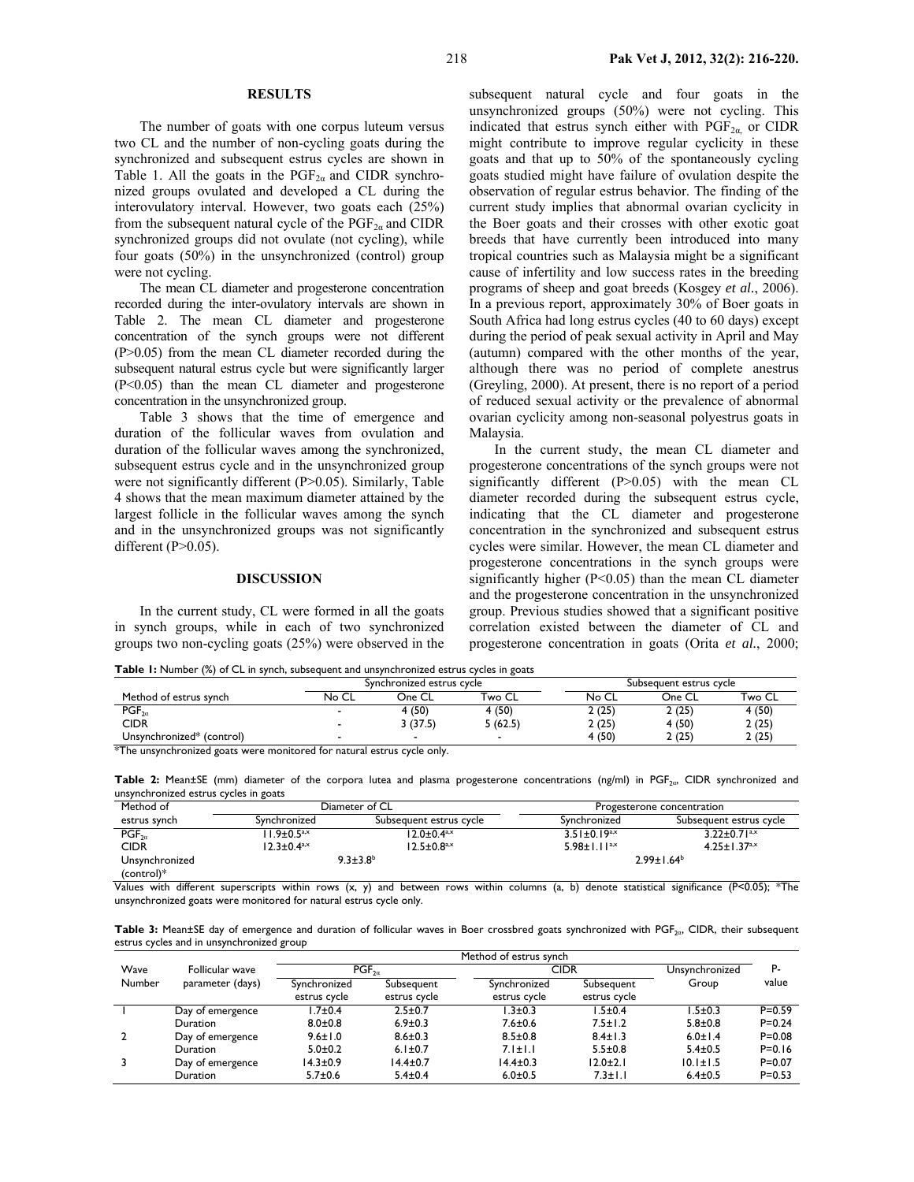## RESULTS

The number of goats with one corpus luteum versus two CL and the number of non-cycling goats during the synchronized and subsequent estrus cycles are shown in Table 1. All the goats in the $PGF_{2\alpha}$ and CIDR synchronized groups ovulated and developed a CL during the interovulatory interval. However, two goats each (25%) from the subsequent natural cycle of the $PGF_{2\alpha}$ and CIDR synchronized groups did not ovulate (not cycling), while four goats (50%) in the unsynchronized (control) group were not cycling.

The mean CL diameter and progesterone concentration recorded during the inter-ovulatory intervals are shown in Table 2. The mean CL diameter and progesterone concentration of the synch groups were not different ($P>0.05$) from the mean CL diameter recorded during the subsequent natural estrus cycle but were significantly larger ($P<0.05$) than the mean CL diameter and progesterone concentration in the unsynchronized group.

Table 3 shows that the time of emergence and duration of the follicular waves from ovulation and duration of the follicular waves among the synchronized, subsequent estrus cycle and in the unsynchronized group were not significantly different ($P>0.05$). Similarly, Table 4 shows that the mean maximum diameter attained by the largest follicle in the follicular waves among the synch and in the unsynchronized groups was not significantly different ($P>0.05$).

## DISCUSSION

In the current study, CL were formed in all the goats in synch groups, while in each of two synchronized groups two non-cycling goats (25%) were observed in the subsequent natural cycle and four goats in the unsynchronized groups (50%) were not cycling. This indicated that estrus synch either with $PGF_{2\alpha}$ or CIDR might contribute to improve regular cyclicity in these goats and that up to 50% of the spontaneously cycling goats studied might have failure of ovulation despite the observation of regular estrus behavior. The finding of the current study implies that abnormal ovarian cyclicity in the Boer goats and their crosses with other exotic goat breeds that have currently been introduced into many tropical countries such as Malaysia might be a significant cause of infertility and low success rates in the breeding programs of sheep and goat breeds (Kosgey *et al*., 2006). In a previous report, approximately 30% of Boer goats in South Africa had long estrus cycles (40 to 60 days) except during the period of peak sexual activity in April and May (autumn) compared with the other months of the year, although there was no period of complete anestrus (Greyling, 2000). At present, there is no report of a period of reduced sexual activity or the prevalence of abnormal ovarian cyclicity among non-seasonal polyestrus goats in Malaysia.

In the current study, the mean CL diameter and progesterone concentrations of the synch groups were not significantly different ($P>0.05$) with the mean CL diameter recorded during the subsequent estrus cycle, indicating that the CL diameter and progesterone concentration in the synchronized and subsequent estrus cycles were similar. However, the mean CL diameter and progesterone concentrations in the synch groups were significantly higher ($P<0.05$) than the mean CL diameter and the progesterone concentration in the unsynchronized group. Previous studies showed that a significant positive correlation existed between the diameter of CL and progesterone concentration in goats (Orita *et al*., 2000;

**Table 1:** Number (%) of CL in synch, subsequent and unsynchronized estrus cycles in goats

| Method of estrus synch | Synchronized estrus cycle | | | Subsequent estrus cycle | | |
|---|---|---|---|---|---|---|
| | No CL | One CL | Two CL | No CL | One CL | Two CL |
| $PGF_{2\alpha}$ | - | 4 (50) | 4 (50) | 2 (25) | 2 (25) | 4 (50) |
| CIDR | - | 3 (37.5) | 5 (62.5) | 2 (25) | 4 (50) | 2 (25) |
| Unsynchronized* (control) | - | - | - | 4 (50) | 2 (25) | 2 (25) |

*The unsynchronized goats were monitored for natural estrus cycle only.

**Table 2:** Mean±SE (mm) diameter of the corpora lutea and plasma progesterone concentrations (ng/ml) in $PGF_{2\alpha}$, CIDR synchronized and unsynchronized estrus cycles in goats

| Method of estrus synch | Diameter of CL | | Progesterone concentration | |
|---|---|---|---|---|
| | Synchronized | Subsequent estrus cycle | Synchronized | Subsequent estrus cycle |
| $PGF_{2\alpha}$ | $11.9\pm0.5^{a,x}$ | $12.0\pm0.4^{a,x}$ | $3.51\pm0.19^{a,x}$ | $3.22\pm0.71^{a,x}$ |
| CIDR | $12.3\pm0.4^{a,x}$ | $12.5\pm0.8^{a,x}$ | $5.98\pm1.11^{a,x}$ | $4.25\pm1.37^{a,x}$ |
| Unsynchronized (control)* | $9.3\pm3.8^{b}$ | | $2.99\pm1.64^{b}$ | |

Values with different superscripts within rows (x, y) and between rows within columns (a, b) denote statistical significance ($P<0.05$); *The unsynchronized goats were monitored for natural estrus cycle only.

**Table 3:** Mean±SE day of emergence and duration of follicular waves in Boer crossbred goats synchronized with $PGF_{2\alpha}$, CIDR, their subsequent estrus cycles and in unsynchronized group

| Wave Number | Follicular wave parameter (days) | $PGF_{2\alpha}$ | | CIDR | | Unsynchronized | P-value |
|---|---|---|---|---|---|---|---|
| | | Synchronized estrus cycle | Subsequent estrus cycle | Synchronized estrus cycle | Subsequent estrus cycle | Group | |
| 1 | Day of emergence | 1.7±0.4 | 2.5±0.7 | 1.3±0.3 | 1.5±0.4 | 1.5±0.3 | P=0.59 |
| | Duration | 8.0±0.8 | 6.9±0.3 | 7.6±0.6 | 7.5±1.2 | 5.8±0.8 | P=0.24 |
| 2 | Day of emergence | 9.6±1.0 | 8.6±0.3 | 8.5±0.8 | 8.4±1.3 | 6.0±1.4 | P=0.08 |
| | Duration | 5.0±0.2 | 6.1±0.7 | 7.1±1.1 | 5.5±0.8 | 5.4±0.5 | P=0.16 |
| 3 | Day of emergence | 14.3±0.9 | 14.4±0.7 | 14.4±0.3 | 12.0±2.1 | 10.1±1.5 | P=0.07 |
| | Duration | 5.7±0.6 | 5.4±0.4 | 6.0±0.5 | 7.3±1.1 | 6.4±0.5 | P=0.53 |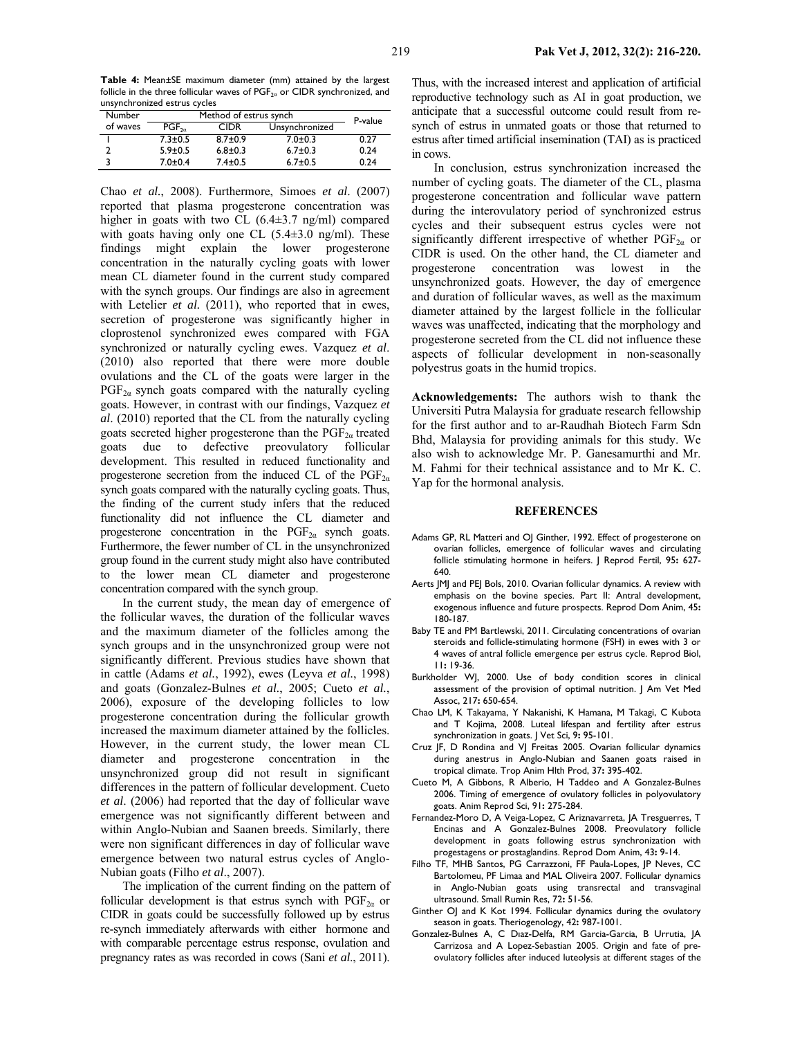**Table 4:** Mean±SE maximum diameter (mm) attained by the largest follicle in the three follicular waves of $PGF_{2\alpha}$ or CIDR synchronized, and unsynchronized estrus cycles

| Number of waves | Method of estrus synch | | | P-value |
|---|---|---|---|---|
| | $PGF_{2\alpha}$ | CIDR | Unsynchronized | |
| 1 | 7.3±0.5 | 8.7±0.9 | 7.0±0.3 | 0.27 |
| 2 | 5.9±0.5 | 6.8±0.3 | 6.7±0.3 | 0.24 |
| 3 | 7.0±0.4 | 7.4±0.5 | 6.7±0.5 | 0.24 |

Chao *et al.*, 2008). Furthermore, Simoes *et al*. (2007) reported that plasma progesterone concentration was higher in goats with two CL (6.4±3.7 ng/ml) compared with goats having only one CL (5.4±3.0 ng/ml). These findings might explain the lower progesterone concentration in the naturally cycling goats with lower mean CL diameter found in the current study compared with the synch groups. Our findings are also in agreement with Letelier *et al.* (2011), who reported that in ewes, secretion of progesterone was significantly higher in cloprostenol synchronized ewes compared with FGA synchronized or naturally cycling ewes. Vazquez *et al*. (2010) also reported that there were more double ovulations and the CL of the goats were larger in the $PGF_{2\alpha}$ synch goats compared with the naturally cycling goats. However, in contrast with our findings, Vazquez *et al*. (2010) reported that the CL from the naturally cycling goats secreted higher progesterone than the $PGF_{2\alpha}$ treated goats due to defective preovulatory follicular development. This resulted in reduced functionality and progesterone secretion from the induced CL of the $PGF_{2\alpha}$ synch goats compared with the naturally cycling goats. Thus, the finding of the current study infers that the reduced functionality did not influence the CL diameter and progesterone concentration in the $PGF_{2\alpha}$ synch goats. Furthermore, the fewer number of CL in the unsynchronized group found in the current study might also have contributed to the lower mean CL diameter and progesterone concentration compared with the synch group.

In the current study, the mean day of emergence of the follicular waves, the duration of the follicular waves and the maximum diameter of the follicles among the synch groups and in the unsynchronized group were not significantly different. Previous studies have shown that in cattle (Adams *et al.*, 1992), ewes (Leyva *et al.*, 1998) and goats (Gonzalez-Bulnes *et al.*, 2005; Cueto *et al.*, 2006), exposure of the developing follicles to low progesterone concentration during the follicular growth increased the maximum diameter attained by the follicles. However, in the current study, the lower mean CL diameter and progesterone concentration in the unsynchronized group did not result in significant differences in the pattern of follicular development. Cueto *et al*. (2006) had reported that the day of follicular wave emergence was not significantly different between and within Anglo-Nubian and Saanen breeds. Similarly, there were non significant differences in day of follicular wave emergence between two natural estrus cycles of Anglo-Nubian goats (Filho *et al*., 2007).

The implication of the current finding on the pattern of follicular development is that estrus synch with $PGF_{2\alpha}$ or CIDR in goats could be successfully followed up by estrus re-synch immediately afterwards with either hormone and with comparable percentage estrus response, ovulation and pregnancy rates as was recorded in cows (Sani *et al*., 2011). Thus, with the increased interest and application of artificial reproductive technology such as AI in goat production, we anticipate that a successful outcome could result from re-synch of estrus in unmated goats or those that returned to estrus after timed artificial insemination (TAI) as is practiced in cows.

In conclusion, estrus synchronization increased the number of cycling goats. The diameter of the CL, plasma progesterone concentration and follicular wave pattern during the interovulatory period of synchronized estrus cycles and their subsequent estrus cycles were not significantly different irrespective of whether $PGF_{2\alpha}$ or CIDR is used. On the other hand, the CL diameter and progesterone concentration was lowest in the unsynchronized goats. However, the day of emergence and duration of follicular waves, as well as the maximum diameter attained by the largest follicle in the follicular waves was unaffected, indicating that the morphology and progesterone secreted from the CL did not influence these aspects of follicular development in non-seasonally polyestrus goats in the humid tropics.

**Acknowledgements:** The authors wish to thank the Universiti Putra Malaysia for graduate research fellowship for the first author and to ar-Raudhah Biotech Farm Sdn Bhd, Malaysia for providing animals for this study. We also wish to acknowledge Mr. P. Ganesamurthi and Mr. M. Fahmi for their technical assistance and to Mr K. C. Yap for the hormonal analysis.

## REFERENCES

Adams GP, RL Matteri and OJ Ginther, 1992. Effect of progesterone on ovarian follicles, emergence of follicular waves and circulating follicle stimulating hormone in heifers. J Reprod Fertil, 95**:** 627-640.

Aerts JMJ and PEJ Bols, 2010. Ovarian follicular dynamics. A review with emphasis on the bovine species. Part II: Antral development, exogenous influence and future prospects. Reprod Dom Anim, 45**:** 180-187.

Baby TE and PM Bartlewski, 2011. Circulating concentrations of ovarian steroids and follicle-stimulating hormone (FSH) in ewes with 3 or 4 waves of antral follicle emergence per estrus cycle. Reprod Biol, 11**:** 19-36.

Burkholder WJ, 2000. Use of body condition scores in clinical assessment of the provision of optimal nutrition. J Am Vet Med Assoc, 217**:** 650-654.

Chao LM, K Takayama, Y Nakanishi, K Hamana, M Takagi, C Kubota and T Kojima, 2008. Luteal lifespan and fertility after estrus synchronization in goats. J Vet Sci, 9**:** 95-101.

Cruz JF, D Rondina and VJ Freitas 2005. Ovarian follicular dynamics during anestrus in Anglo-Nubian and Saanen goats raised in tropical climate. Trop Anim Hlth Prod, 37**:** 395-402.

Cueto M, A Gibbons, R Alberio, H Taddeo and A Gonzalez-Bulnes 2006. Timing of emergence of ovulatory follicles in polyovulatory goats. Anim Reprod Sci, 91**:** 275-284.

Fernandez-Moro D, A Veiga-Lopez, C Ariznavarreta, JA Tresguerres, T Encinas and A Gonzalez-Bulnes 2008. Preovulatory follicle development in goats following estrus synchronization with progestagens or prostaglandins. Reprod Dom Anim, 43**:** 9-14.

Filho TF, MHB Santos, PG Carrazzoni, FF Paula-Lopes, JP Neves, CC Bartolomeu, PF Limaa and MAL Oliveira 2007. Follicular dynamics in Anglo-Nubian goats using transrectal and transvaginal ultrasound. Small Rumin Res, 72**:** 51-56.

Ginther OJ and K Kot 1994. Follicular dynamics during the ovulatory season in goats. Theriogenology, 42**:** 987-1001.

Gonzalez-Bulnes A, C Dıaz-Delfa, RM Garcia-Garcia, B Urrutia, JA Carrizosa and A Lopez-Sebastian 2005. Origin and fate of pre-ovulatory follicles after induced luteolysis at different stages of the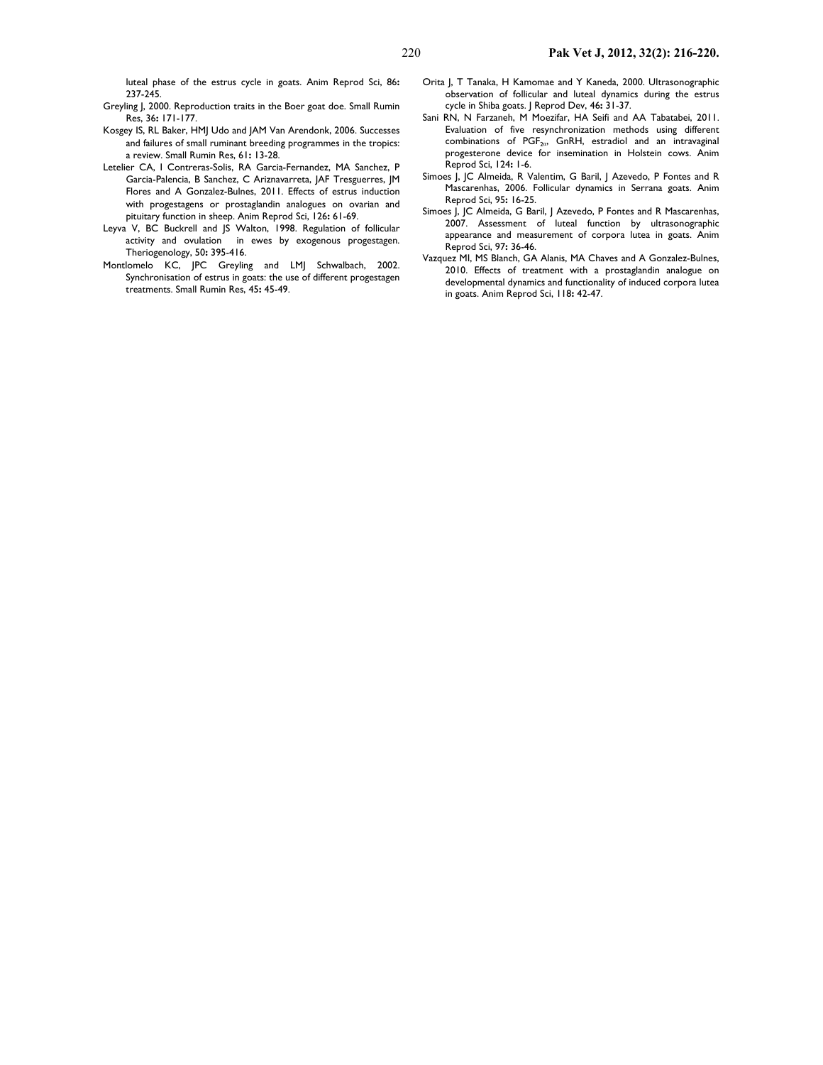luteal phase of the estrus cycle in goats. Anim Reprod Sci, 86**:** 237-245.

Greyling J, 2000. Reproduction traits in the Boer goat doe. Small Rumin Res, 36**:** 171-177.

Kosgey IS, RL Baker, HMJ Udo and JAM Van Arendonk, 2006. Successes and failures of small ruminant breeding programmes in the tropics: a review. Small Rumin Res, 61**:** 13-28.

Letelier CA, I Contreras-Solis, RA Garcia-Fernandez, MA Sanchez, P Garcia-Palencia, B Sanchez, C Ariznavarreta, JAF Tresguerres, JM Flores and A Gonzalez-Bulnes, 2011. Effects of estrus induction with progestagens or prostaglandin analogues on ovarian and pituitary function in sheep. Anim Reprod Sci, 126**:** 61-69.

Leyva V, BC Buckrell and JS Walton, 1998. Regulation of follicular activity and ovulation in ewes by exogenous progestagen. Theriogenology, 50**:** 395-416.

Montlomelo KC, JPC Greyling and LMJ Schwalbach, 2002. Synchronisation of estrus in goats: the use of different progestagen treatments. Small Rumin Res, 45**:** 45-49.

Orita J, T Tanaka, H Kamomae and Y Kaneda, 2000. Ultrasonographic observation of follicular and luteal dynamics during the estrus cycle in Shiba goats. J Reprod Dev, 46**:** 31-37.

Sani RN, N Farzaneh, M Moezifar, HA Seifi and AA Tabatabei, 2011. Evaluation of five resynchronization methods using different combinations of $PGF_{2\alpha}$, GnRH, estradiol and an intravaginal progesterone device for insemination in Holstein cows. Anim Reprod Sci, 124**:** 1-6.

Simoes J, JC Almeida, R Valentim, G Baril, J Azevedo, P Fontes and R Mascarenhas, 2006. Follicular dynamics in Serrana goats. Anim Reprod Sci, 95**:** 16-25.

Simoes J, JC Almeida, G Baril, J Azevedo, P Fontes and R Mascarenhas, 2007. Assessment of luteal function by ultrasonographic appearance and measurement of corpora lutea in goats. Anim Reprod Sci, 97**:** 36-46.

Vazquez MI, MS Blanch, GA Alanis, MA Chaves and A Gonzalez-Bulnes, 2010. Effects of treatment with a prostaglandin analogue on developmental dynamics and functionality of induced corpora lutea in goats. Anim Reprod Sci, 118**:** 42-47.